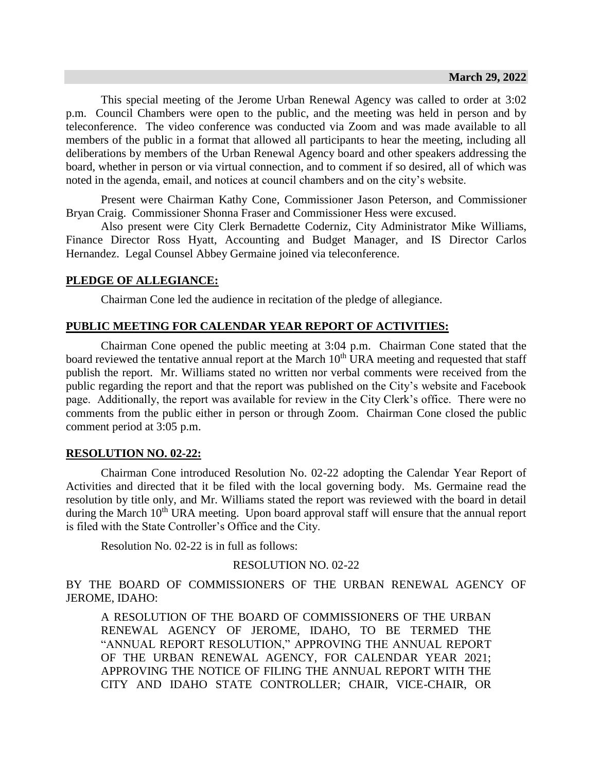**March 29, 2022**

This special meeting of the Jerome Urban Renewal Agency was called to order at 3:02 p.m. Council Chambers were open to the public, and the meeting was held in person and by teleconference. The video conference was conducted via Zoom and was made available to all members of the public in a format that allowed all participants to hear the meeting, including all deliberations by members of the Urban Renewal Agency board and other speakers addressing the board, whether in person or via virtual connection, and to comment if so desired, all of which was noted in the agenda, email, and notices at council chambers and on the city's website.

Present were Chairman Kathy Cone, Commissioner Jason Peterson, and Commissioner Bryan Craig. Commissioner Shonna Fraser and Commissioner Hess were excused.

Also present were City Clerk Bernadette Coderniz, City Administrator Mike Williams, Finance Director Ross Hyatt, Accounting and Budget Manager, and IS Director Carlos Hernandez. Legal Counsel Abbey Germaine joined via teleconference.

**PLEDGE OF ALLEGIANCE:**

Chairman Cone led the audience in recitation of the pledge of allegiance.

**PUBLIC MEETING FOR CALENDAR YEAR REPORT OF ACTIVITIES:**

Chairman Cone opened the public meeting at 3:04 p.m. Chairman Cone stated that the board reviewed the tentative annual report at the March 10th URA meeting and requested that staff publish the report. Mr. Williams stated no written nor verbal comments were received from the public regarding the report and that the report was published on the City's website and Facebook page. Additionally, the report was available for review in the City Clerk's office. There were no comments from the public either in person or through Zoom. Chairman Cone closed the public comment period at 3:05 p.m.

**RESOLUTION NO. 02-22:**

Chairman Cone introduced Resolution No. 02-22 adopting the Calendar Year Report of Activities and directed that it be filed with the local governing body. Ms. Germaine read the resolution by title only, and Mr. Williams stated the report was reviewed with the board in detail during the March 10th URA meeting. Upon board approval staff will ensure that the annual report is filed with the State Controller's Office and the City.

Resolution No. 02-22 is in full as follows:

RESOLUTION NO. 02-22

BY THE BOARD OF COMMISSIONERS OF THE URBAN RENEWAL AGENCY OF JEROME, IDAHO:

A RESOLUTION OF THE BOARD OF COMMISSIONERS OF THE URBAN RENEWAL AGENCY OF JEROME, IDAHO, TO BE TERMED THE "ANNUAL REPORT RESOLUTION," APPROVING THE ANNUAL REPORT OF THE URBAN RENEWAL AGENCY, FOR CALENDAR YEAR 2021; APPROVING THE NOTICE OF FILING THE ANNUAL REPORT WITH THE CITY AND IDAHO STATE CONTROLLER; CHAIR, VICE-CHAIR, OR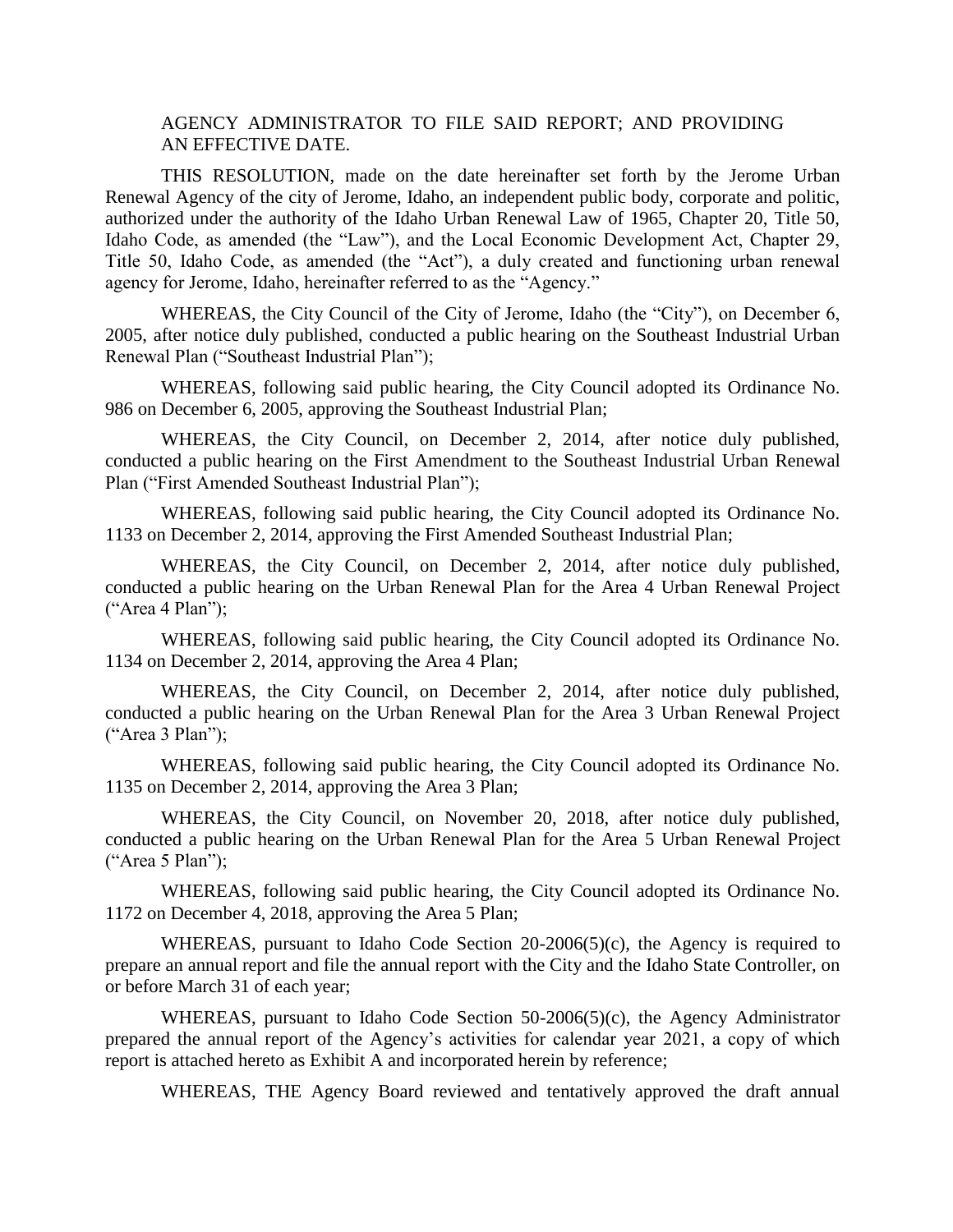AGENCY ADMINISTRATOR TO FILE SAID REPORT; AND PROVIDING AN EFFECTIVE DATE.

THIS RESOLUTION, made on the date hereinafter set forth by the Jerome Urban Renewal Agency of the city of Jerome, Idaho, an independent public body, corporate and politic, authorized under the authority of the Idaho Urban Renewal Law of 1965, Chapter 20, Title 50, Idaho Code, as amended (the "Law"), and the Local Economic Development Act, Chapter 29, Title 50, Idaho Code, as amended (the "Act"), a duly created and functioning urban renewal agency for Jerome, Idaho, hereinafter referred to as the "Agency."

WHEREAS, the City Council of the City of Jerome, Idaho (the "City"), on December 6, 2005, after notice duly published, conducted a public hearing on the Southeast Industrial Urban Renewal Plan ("Southeast Industrial Plan");

WHEREAS, following said public hearing, the City Council adopted its Ordinance No. 986 on December 6, 2005, approving the Southeast Industrial Plan;

WHEREAS, the City Council, on December 2, 2014, after notice duly published, conducted a public hearing on the First Amendment to the Southeast Industrial Urban Renewal Plan ("First Amended Southeast Industrial Plan");

WHEREAS, following said public hearing, the City Council adopted its Ordinance No. 1133 on December 2, 2014, approving the First Amended Southeast Industrial Plan;

WHEREAS, the City Council, on December 2, 2014, after notice duly published, conducted a public hearing on the Urban Renewal Plan for the Area 4 Urban Renewal Project ("Area 4 Plan");

WHEREAS, following said public hearing, the City Council adopted its Ordinance No. 1134 on December 2, 2014, approving the Area 4 Plan;

WHEREAS, the City Council, on December 2, 2014, after notice duly published, conducted a public hearing on the Urban Renewal Plan for the Area 3 Urban Renewal Project ("Area 3 Plan");

WHEREAS, following said public hearing, the City Council adopted its Ordinance No. 1135 on December 2, 2014, approving the Area 3 Plan;

WHEREAS, the City Council, on November 20, 2018, after notice duly published, conducted a public hearing on the Urban Renewal Plan for the Area 5 Urban Renewal Project ("Area 5 Plan");

WHEREAS, following said public hearing, the City Council adopted its Ordinance No. 1172 on December 4, 2018, approving the Area 5 Plan;

WHEREAS, pursuant to Idaho Code Section 20-2006(5)(c), the Agency is required to prepare an annual report and file the annual report with the City and the Idaho State Controller, on or before March 31 of each year;

WHEREAS, pursuant to Idaho Code Section 50-2006(5)(c), the Agency Administrator prepared the annual report of the Agency's activities for calendar year 2021, a copy of which report is attached hereto as Exhibit A and incorporated herein by reference;

WHEREAS, THE Agency Board reviewed and tentatively approved the draft annual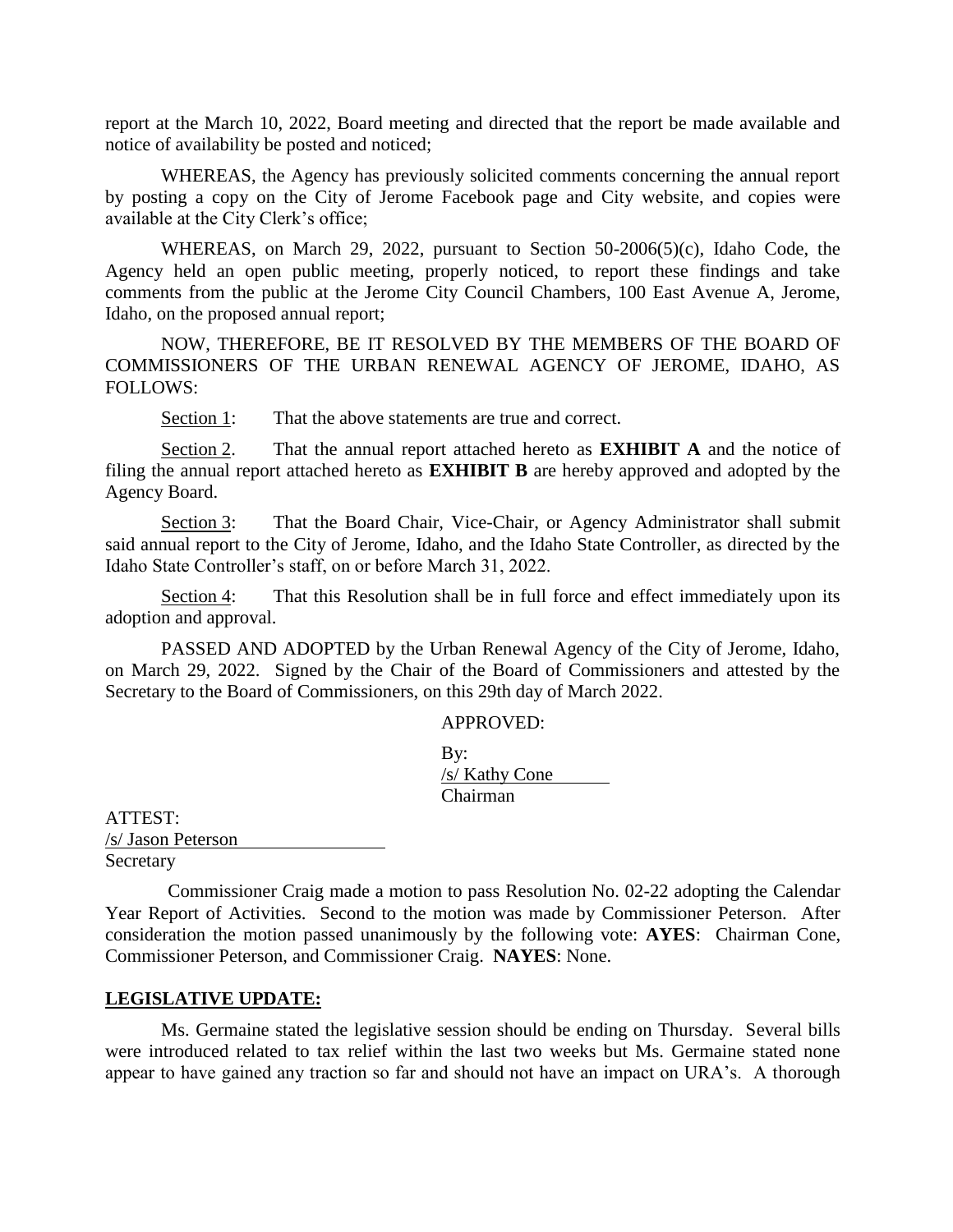report at the March 10, 2022, Board meeting and directed that the report be made available and notice of availability be posted and noticed;

WHEREAS, the Agency has previously solicited comments concerning the annual report by posting a copy on the City of Jerome Facebook page and City website, and copies were available at the City Clerk's office;

WHEREAS, on March 29, 2022, pursuant to Section 50-2006(5)(c), Idaho Code, the Agency held an open public meeting, properly noticed, to report these findings and take comments from the public at the Jerome City Council Chambers, 100 East Avenue A, Jerome, Idaho, on the proposed annual report;

NOW, THEREFORE, BE IT RESOLVED BY THE MEMBERS OF THE BOARD OF COMMISSIONERS OF THE URBAN RENEWAL AGENCY OF JEROME, IDAHO, AS FOLLOWS:

Section 1: That the above statements are true and correct.

Section 2. That the annual report attached hereto as **EXHIBIT A** and the notice of filing the annual report attached hereto as **EXHIBIT B** are hereby approved and adopted by the Agency Board.

Section 3: That the Board Chair, Vice-Chair, or Agency Administrator shall submit said annual report to the City of Jerome, Idaho, and the Idaho State Controller, as directed by the Idaho State Controller's staff, on or before March 31, 2022.

Section 4: That this Resolution shall be in full force and effect immediately upon its adoption and approval.

PASSED AND ADOPTED by the Urban Renewal Agency of the City of Jerome, Idaho, on March 29, 2022. Signed by the Chair of the Board of Commissioners and attested by the Secretary to the Board of Commissioners, on this 29th day of March 2022.

APPROVED:

By:
/s/ Kathy Cone
Chairman

ATTEST:
/s/ Jason Peterson
Secretary

Commissioner Craig made a motion to pass Resolution No. 02-22 adopting the Calendar Year Report of Activities. Second to the motion was made by Commissioner Peterson. After consideration the motion passed unanimously by the following vote: **AYES**: Chairman Cone, Commissioner Peterson, and Commissioner Craig. **NAYES**: None.

**LEGISLATIVE UPDATE:**

Ms. Germaine stated the legislative session should be ending on Thursday. Several bills were introduced related to tax relief within the last two weeks but Ms. Germaine stated none appear to have gained any traction so far and should not have an impact on URA's. A thorough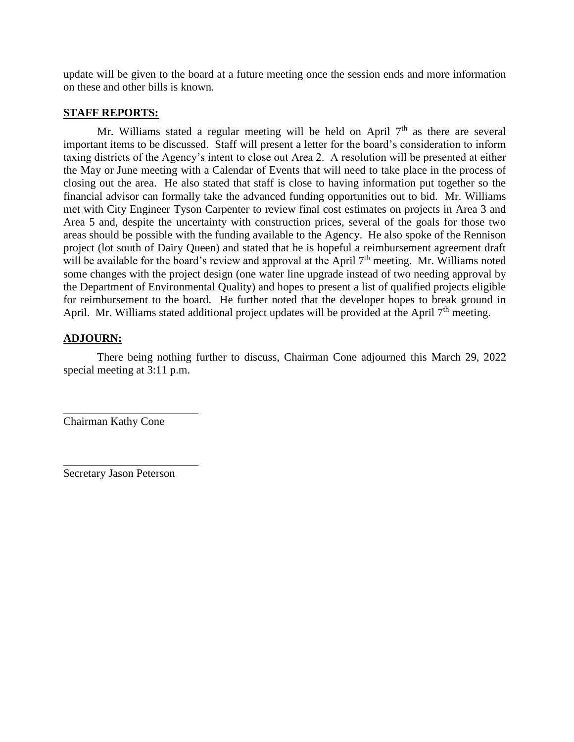update will be given to the board at a future meeting once the session ends and more information on these and other bills is known.

**STAFF REPORTS:**

Mr. Williams stated a regular meeting will be held on April 7th as there are several important items to be discussed. Staff will present a letter for the board's consideration to inform taxing districts of the Agency's intent to close out Area 2. A resolution will be presented at either the May or June meeting with a Calendar of Events that will need to take place in the process of closing out the area. He also stated that staff is close to having information put together so the financial advisor can formally take the advanced funding opportunities out to bid. Mr. Williams met with City Engineer Tyson Carpenter to review final cost estimates on projects in Area 3 and Area 5 and, despite the uncertainty with construction prices, several of the goals for those two areas should be possible with the funding available to the Agency. He also spoke of the Rennison project (lot south of Dairy Queen) and stated that he is hopeful a reimbursement agreement draft will be available for the board's review and approval at the April 7th meeting. Mr. Williams noted some changes with the project design (one water line upgrade instead of two needing approval by the Department of Environmental Quality) and hopes to present a list of qualified projects eligible for reimbursement to the board. He further noted that the developer hopes to break ground in April. Mr. Williams stated additional project updates will be provided at the April 7th meeting.

**ADJOURN:**

There being nothing further to discuss, Chairman Cone adjourned this March 29, 2022 special meeting at 3:11 p.m.

\_\_\_\_\_\_\_\_\_\_\_\_\_\_\_\_\_\_\_\_\_\_\_\_\_\_\_\_

Chairman Kathy Cone

\_\_\_\_\_\_\_\_\_\_\_\_\_\_\_\_\_\_\_\_\_\_\_\_\_\_\_\_

Secretary Jason Peterson